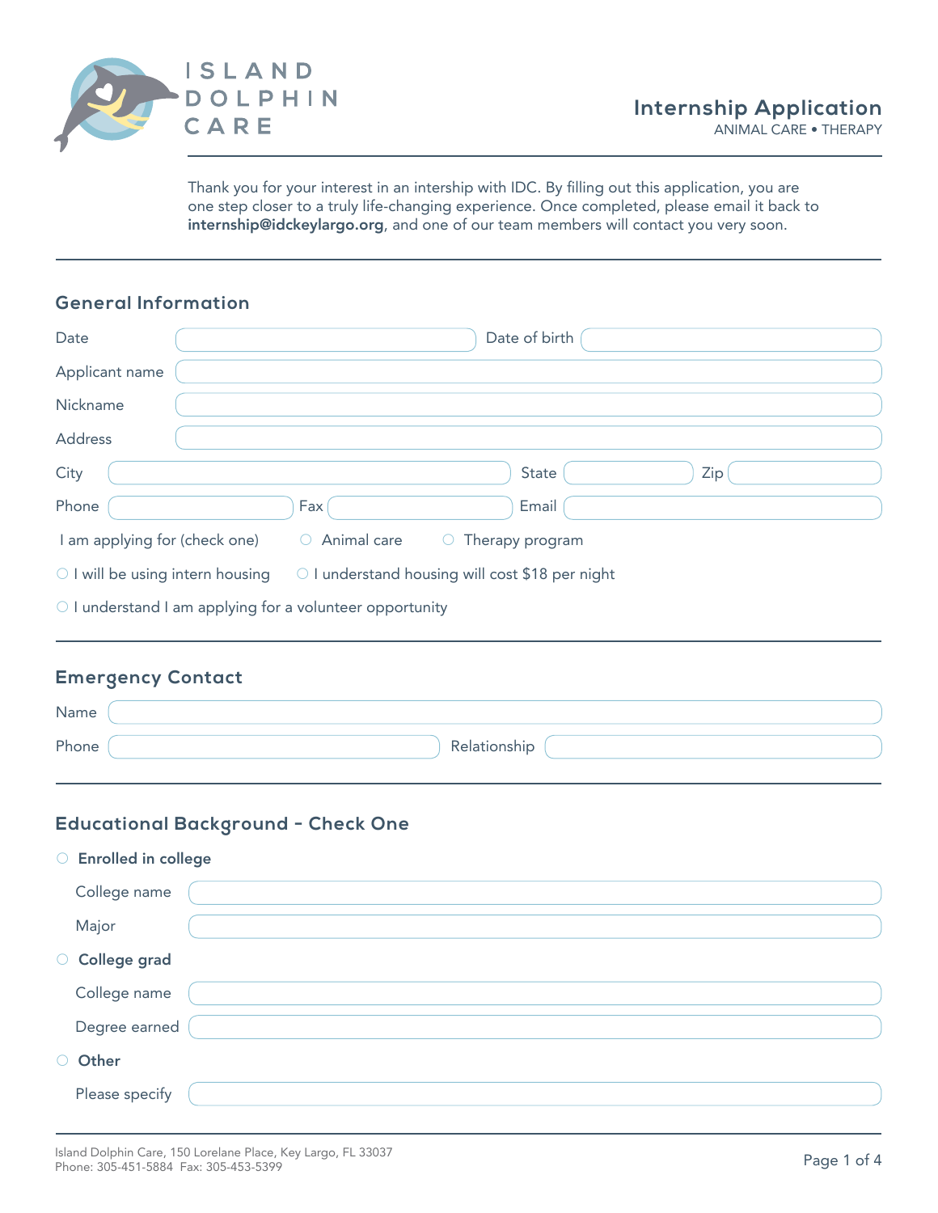ISLAND DOLPHIN CARE

# Internship Application

ANIMAL CARE • THERAPY

Thank you for your interest in an intership with IDC. By filling out this application, you are one step closer to a truly life-changing experience. Once completed, please email it back to **internship@idckeylargo.org**, and one of our team members will contact you very soon.

## General Information

Date ______________ Date of birth ______________

Applicant name ______________

Nickname ______________

Address ______________

City ______________ State ______________ Zip ______________

Phone ______________ Fax ______________ Email ______________

I am applying for (check one) ○ Animal care ○ Therapy program

○ I will be using intern housing ○ I understand housing will cost $18 per night

○ I understand I am applying for a volunteer opportunity

## Emergency Contact

Name ______________

Phone ______________ Relationship ______________

## Educational Background - Check One

○ **Enrolled in college**

College name ______________

Major ______________

○ **College grad**

College name ______________

Degree earned ______________

○ **Other**

Please specify ______________

Island Dolphin Care, 150 Lorelane Place, Key Largo, FL 33037
Phone: 305-451-5884 Fax: 305-453-5399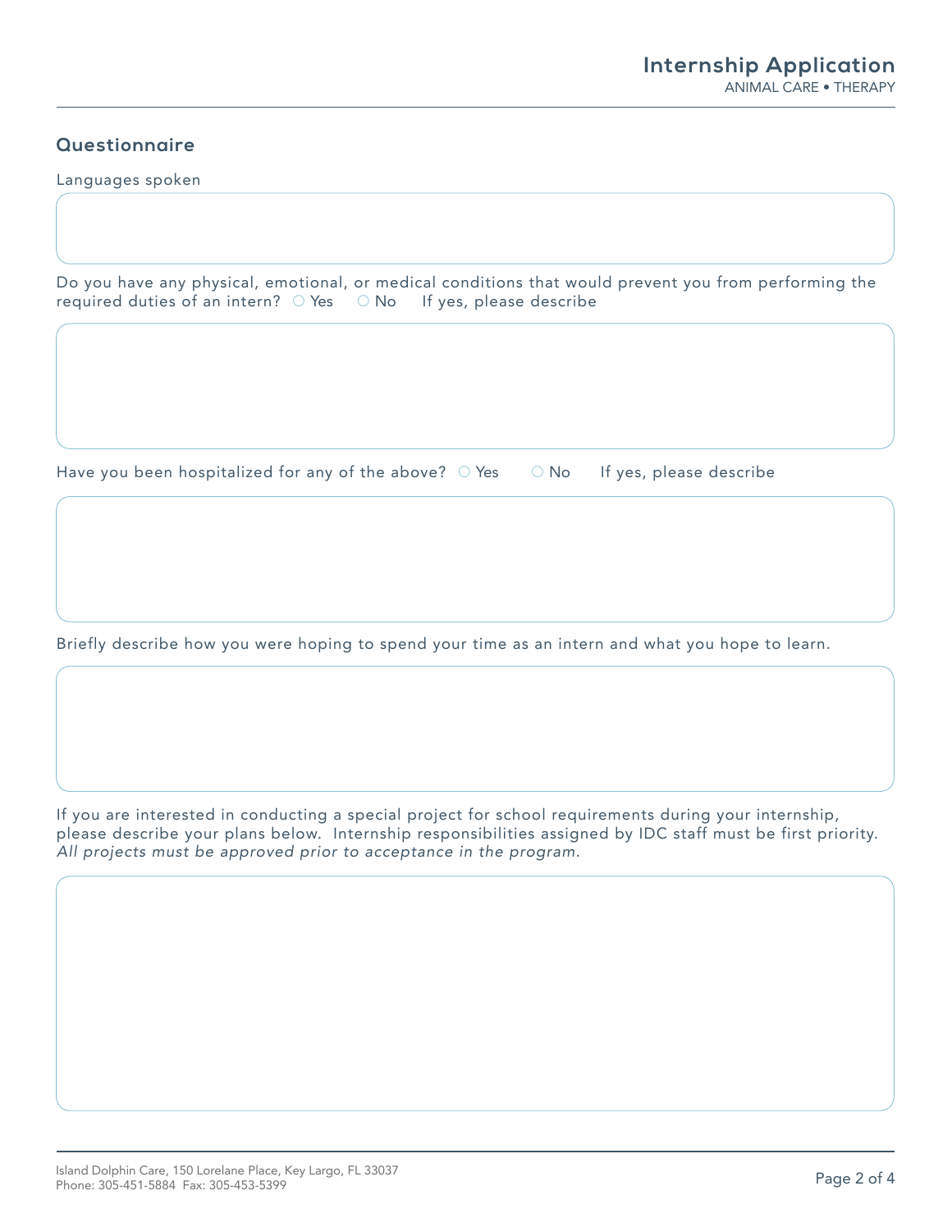## Questionnaire

Languages spoken

Do you have any physical, emotional, or medical conditions that would prevent you from performing the required duties of an intern? ○ Yes ○ No If yes, please describe

Have you been hospitalized for any of the above? ○ Yes ○ No If yes, please describe

Briefly describe how you were hoping to spend your time as an intern and what you hope to learn.

If you are interested in conducting a special project for school requirements during your internship, please describe your plans below. Internship responsibilities assigned by IDC staff must be first priority. *All projects must be approved prior to acceptance in the program.*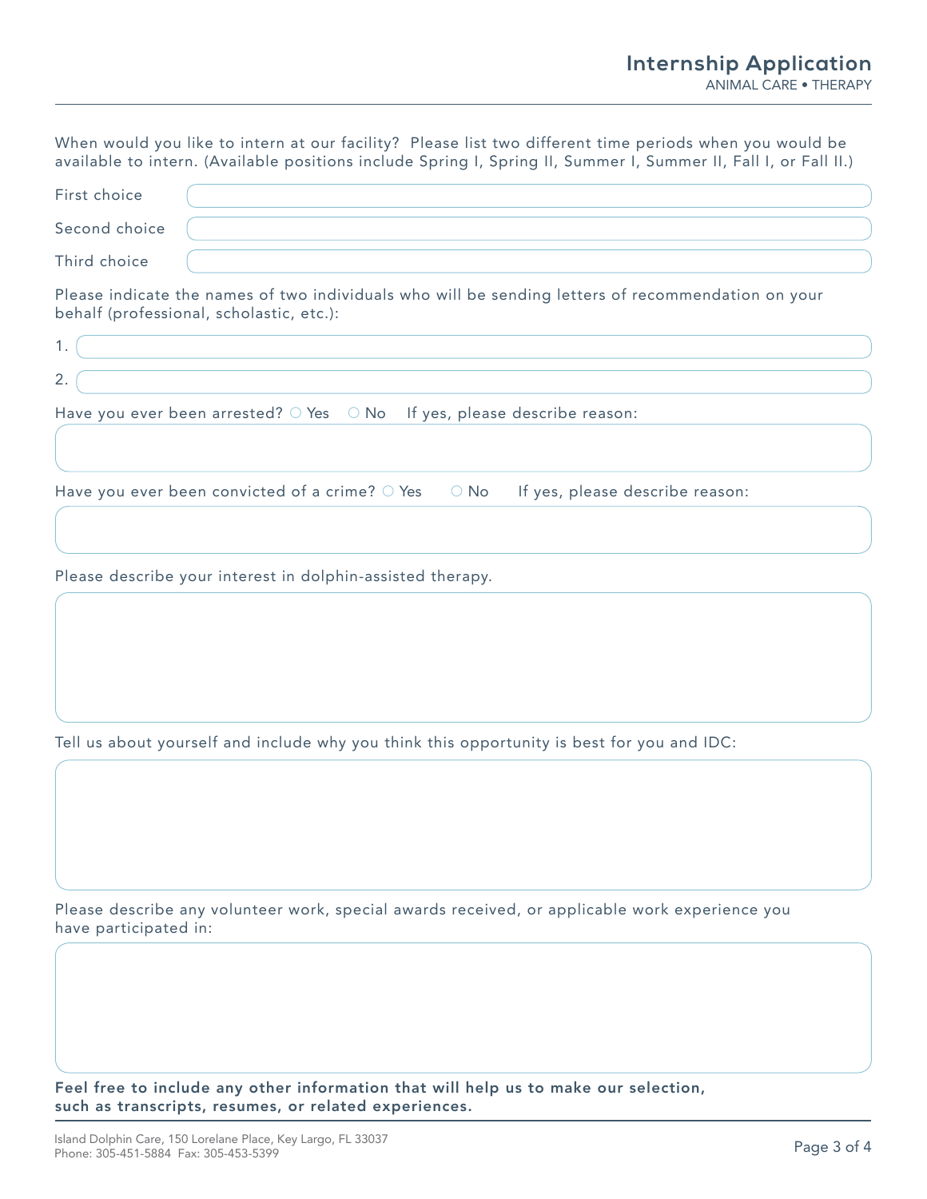## Internship Application

ANIMAL CARE • THERAPY

When would you like to intern at our facility? Please list two different time periods when you would be available to intern. (Available positions include Spring I, Spring II, Summer I, Summer II, Fall I, or Fall II.)

First choice ______________________

Second choice ______________________

Third choice ______________________

Please indicate the names of two individuals who will be sending letters of recommendation on your behalf (professional, scholastic, etc.):

1. ______________________

2. ______________________

Have you ever been arrested? ○ Yes ○ No If yes, please describe reason:

______________________

Have you ever been convicted of a crime? ○ Yes ○ No If yes, please describe reason:

______________________

Please describe your interest in dolphin-assisted therapy.

______________________

Tell us about yourself and include why you think this opportunity is best for you and IDC:

______________________

Please describe any volunteer work, special awards received, or applicable work experience you have participated in:

______________________

**Feel free to include any other information that will help us to make our selection, such as transcripts, resumes, or related experiences.**

Island Dolphin Care, 150 Lorelane Place, Key Largo, FL 33037
Phone: 305-451-5884 Fax: 305-453-5399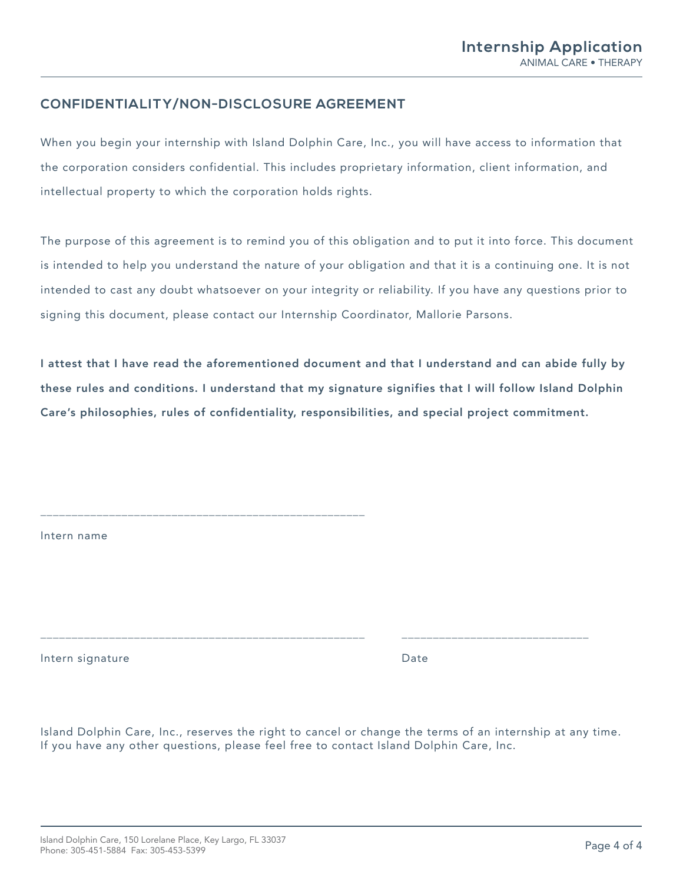## CONFIDENTIALITY/NON-DISCLOSURE AGREEMENT

When you begin your internship with Island Dolphin Care, Inc., you will have access to information that the corporation considers confidential. This includes proprietary information, client information, and intellectual property to which the corporation holds rights.

The purpose of this agreement is to remind you of this obligation and to put it into force. This document is intended to help you understand the nature of your obligation and that it is a continuing one. It is not intended to cast any doubt whatsoever on your integrity or reliability. If you have any questions prior to signing this document, please contact our Internship Coordinator, Mallorie Parsons.

**I attest that I have read the aforementioned document and that I understand and can abide fully by these rules and conditions. I understand that my signature signifies that I will follow Island Dolphin Care's philosophies, rules of confidentiality, responsibilities, and special project commitment.**

___________________________________________________

Intern name

___________________________________________________ ____________________________

Intern signature Date

Island Dolphin Care, Inc., reserves the right to cancel or change the terms of an internship at any time.
If you have any other questions, please feel free to contact Island Dolphin Care, Inc.

Island Dolphin Care, 150 Lorelane Place, Key Largo, FL 33037
Phone: 305-451-5884 Fax: 305-453-5399